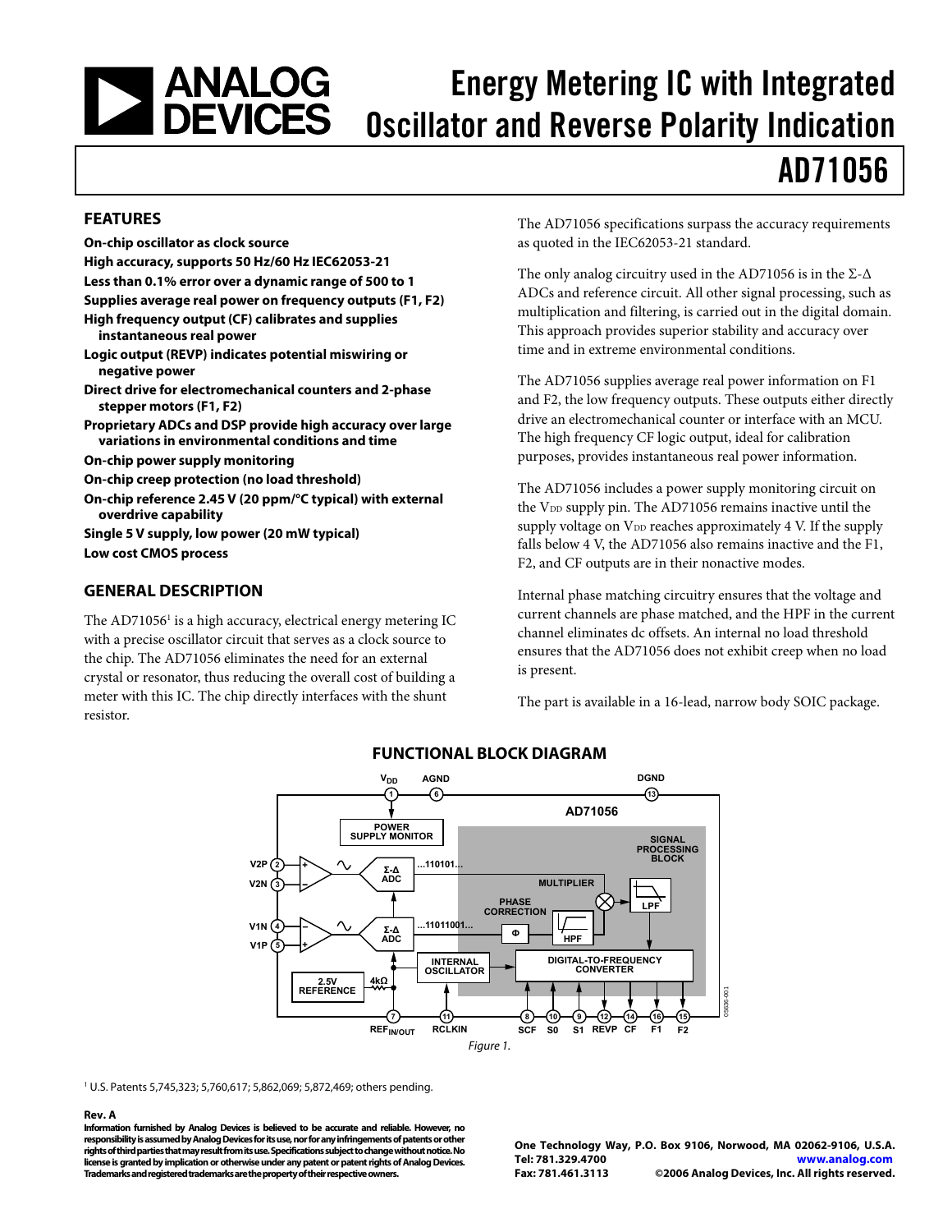# Energy Metering IC with Integrated Oscillator and Reverse Polarity Indication

# AD71056

## FEATURES

- **On-chip oscillator as clock source**
- **High accuracy, supports 50 Hz/60 Hz IEC62053-21**
- **Less than 0.1% error over a dynamic range of 500 to 1**
- **Supplies average real power on frequency outputs (F1, F2)**
- **High frequency output (CF) calibrates and supplies instantaneous real power**
- **Logic output (REVP) indicates potential miswiring or negative power**
- **Direct drive for electromechanical counters and 2-phase stepper motors (F1, F2)**
- **Proprietary ADCs and DSP provide high accuracy over large variations in environmental conditions and time**
- **On-chip power supply monitoring**
- **On-chip creep protection (no load threshold)**
- **On-chip reference 2.45 V (20 ppm/°C typical) with external overdrive capability**
- **Single 5 V supply, low power (20 mW typical)**
- **Low cost CMOS process**

## GENERAL DESCRIPTION

The AD71056[1] is a high accuracy, electrical energy metering IC with a precise oscillator circuit that serves as a clock source to the chip. The AD71056 eliminates the need for an external crystal or resonator, thus reducing the overall cost of building a meter with this IC. The chip directly interfaces with the shunt resistor.

The AD71056 specifications surpass the accuracy requirements as quoted in the IEC62053-21 standard.

The only analog circuitry used in the AD71056 is in the Σ-Δ ADCs and reference circuit. All other signal processing, such as multiplication and filtering, is carried out in the digital domain. This approach provides superior stability and accuracy over time and in extreme environmental conditions.

The AD71056 supplies average real power information on F1 and F2, the low frequency outputs. These outputs either directly drive an electromechanical counter or interface with an MCU. The high frequency CF logic output, ideal for calibration purposes, provides instantaneous real power information.

The AD71056 includes a power supply monitoring circuit on the $V_{DD}$ supply pin. The AD71056 remains inactive until the supply voltage on $V_{DD}$ reaches approximately 4 V. If the supply falls below 4 V, the AD71056 also remains inactive and the F1, F2, and CF outputs are in their nonactive modes.

Internal phase matching circuitry ensures that the voltage and current channels are phase matched, and the HPF in the current channel eliminates dc offsets. An internal no load threshold ensures that the AD71056 does not exhibit creep when no load is present.

The part is available in a 16-lead, narrow body SOIC package.

## FUNCTIONAL BLOCK DIAGRAM

Figure 1.

[1] U.S. Patents 5,745,323; 5,760,617; 5,862,069; 5,872,469; others pending.

**Rev. A**

**Information furnished by Analog Devices is believed to be accurate and reliable. However, no responsibility is assumed by Analog Devices for its use, nor for any infringements of patents or other rights of third parties that may result from its use. Specifications subject to change without notice. No license is granted by implication or otherwise under any patent or patent rights of Analog Devices. Trademarks and registered trademarks are the property of their respective owners.**

**One Technology Way, P.O. Box 9106, Norwood, MA 02062-9106, U.S.A.**
**Tel: 781.329.4700 www.analog.com**
**Fax: 781.461.3113 ©2006 Analog Devices, Inc. All rights reserved.**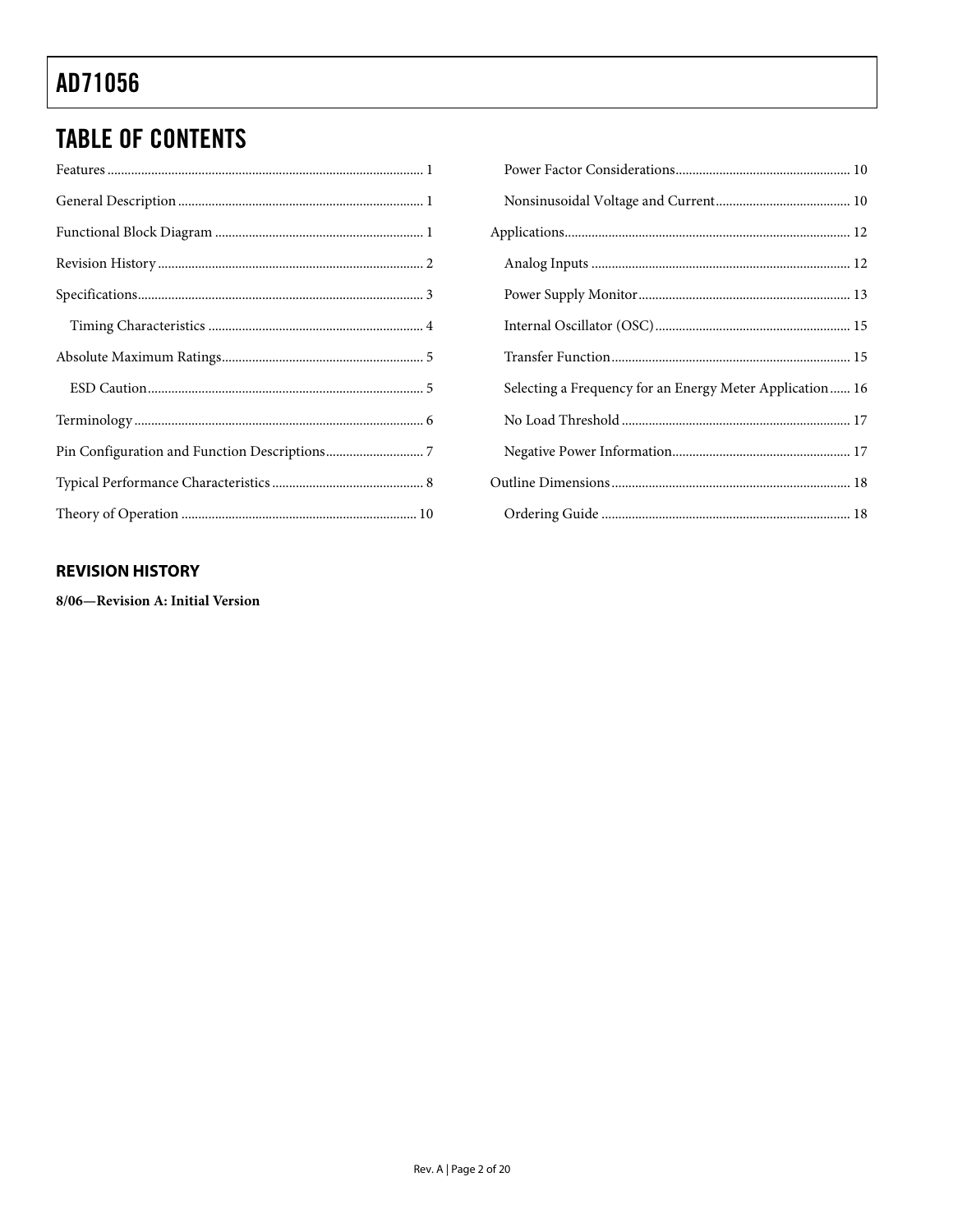## TABLE OF CONTENTS

Features ... 1

General Description ... 1

Functional Block Diagram ... 1

Revision History ... 2

Specifications ... 3

- Timing Characteristics ... 4

Absolute Maximum Ratings ... 5

- ESD Caution ... 5

Terminology ... 6

Pin Configuration and Function Descriptions ... 7

Typical Performance Characteristics ... 8

Theory of Operation ... 10

- Power Factor Considerations ... 10
- Nonsinusoidal Voltage and Current ... 10

Applications ... 12

- Analog Inputs ... 12
- Power Supply Monitor ... 13
- Internal Oscillator (OSC) ... 15
- Transfer Function ... 15
- Selecting a Frequency for an Energy Meter Application ... 16
- No Load Threshold ... 17
- Negative Power Information ... 17

Outline Dimensions ... 18

- Ordering Guide ... 18

### REVISION HISTORY

**8/06—Revision A: Initial Version**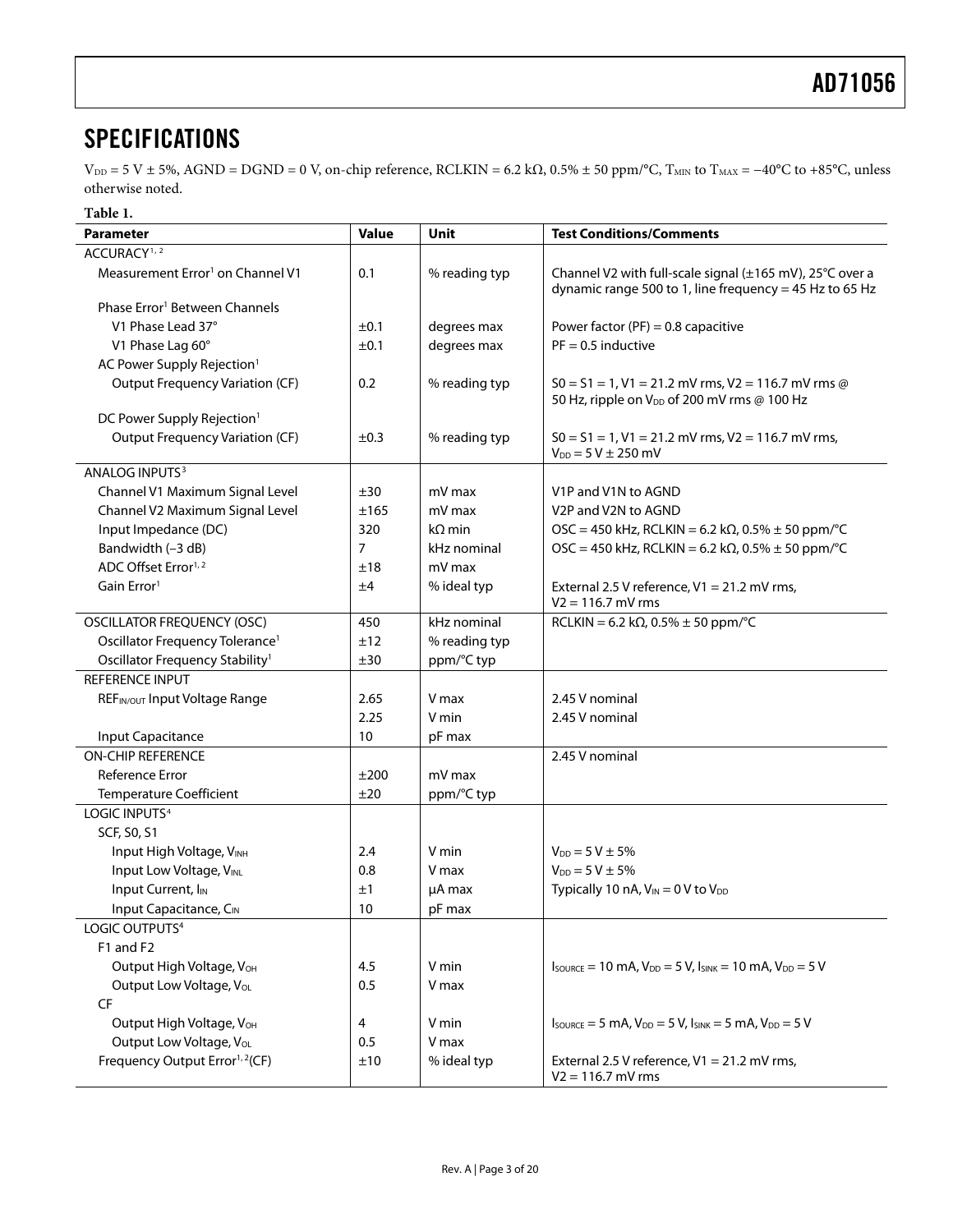## SPECIFICATIONS

$V_{DD}$ = 5 V ± 5%, AGND = DGND = 0 V, on-chip reference, RCLKIN = 6.2 kΩ, 0.5% ± 50 ppm/°C, $T_{MIN}$ to $T_{MAX}$ = −40°C to +85°C, unless otherwise noted.

**Table 1.**

| Parameter | Value | Unit | Test Conditions/Comments |
|---|---|---|---|
| ACCURACY[1, 2] | | | |
| Measurement Error[1] on Channel V1 | 0.1 | % reading typ | Channel V2 with full-scale signal (±165 mV), 25°C over a dynamic range 500 to 1, line frequency = 45 Hz to 65 Hz |
| Phase Error[1] Between Channels | | | |
| V1 Phase Lead 37° | ±0.1 | degrees max | Power factor (PF) = 0.8 capacitive |
| V1 Phase Lag 60° | ±0.1 | degrees max | PF = 0.5 inductive |
| AC Power Supply Rejection[1] | | | |
| Output Frequency Variation (CF) | 0.2 | % reading typ | S0 = S1 = 1, V1 = 21.2 mV rms, V2 = 116.7 mV rms @ 50 Hz, ripple on $V_{DD}$ of 200 mV rms @ 100 Hz |
| DC Power Supply Rejection[1] | | | |
| Output Frequency Variation (CF) | ±0.3 | % reading typ | S0 = S1 = 1, V1 = 21.2 mV rms, V2 = 116.7 mV rms, $V_{DD}$ = 5 V ± 250 mV |
| ANALOG INPUTS[3] | | | |
| Channel V1 Maximum Signal Level | ±30 | mV max | V1P and V1N to AGND |
| Channel V2 Maximum Signal Level | ±165 | mV max | V2P and V2N to AGND |
| Input Impedance (DC) | 320 | kΩ min | OSC = 450 kHz, RCLKIN = 6.2 kΩ, 0.5% ± 50 ppm/°C |
| Bandwidth (−3 dB) | 7 | kHz nominal | OSC = 450 kHz, RCLKIN = 6.2 kΩ, 0.5% ± 50 ppm/°C |
| ADC Offset Error[1, 2] | ±18 | mV max | |
| Gain Error[1] | ±4 | % ideal typ | External 2.5 V reference, V1 = 21.2 mV rms, V2 = 116.7 mV rms |
| OSCILLATOR FREQUENCY (OSC) | 450 | kHz nominal | RCLKIN = 6.2 kΩ, 0.5% ± 50 ppm/°C |
| Oscillator Frequency Tolerance[1] | ±12 | % reading typ | |
| Oscillator Frequency Stability[1] | ±30 | ppm/°C typ | |
| REFERENCE INPUT | | | |
| $REF_{IN/OUT}$ Input Voltage Range | 2.65 | V max | 2.45 V nominal |
| | 2.25 | V min | 2.45 V nominal |
| Input Capacitance | 10 | pF max | |
| ON-CHIP REFERENCE | | | 2.45 V nominal |
| Reference Error | ±200 | mV max | |
| Temperature Coefficient | ±20 | ppm/°C typ | |
| LOGIC INPUTS[4] | | | |
| SCF, S0, S1 | | | |
| Input High Voltage, $V_{INH}$ | 2.4 | V min | $V_{DD}$ = 5 V ± 5% |
| Input Low Voltage, $V_{INL}$ | 0.8 | V max | $V_{DD}$ = 5 V ± 5% |
| Input Current, $I_{IN}$ | ±1 | μA max | Typically 10 nA, $V_{IN}$ = 0 V to $V_{DD}$ |
| Input Capacitance, $C_{IN}$ | 10 | pF max | |
| LOGIC OUTPUTS[4] | | | |
| F1 and F2 | | | |
| Output High Voltage, $V_{OH}$ | 4.5 | V min | $I_{SOURCE}$ = 10 mA, $V_{DD}$ = 5 V, $I_{SINK}$ = 10 mA, $V_{DD}$ = 5 V |
| Output Low Voltage, $V_{OL}$ | 0.5 | V max | |
| CF | | | |
| Output High Voltage, $V_{OH}$ | 4 | V min | $I_{SOURCE}$ = 5 mA, $V_{DD}$ = 5 V, $I_{SINK}$ = 5 mA, $V_{DD}$ = 5 V |
| Output Low Voltage, $V_{OL}$ | 0.5 | V max | |
| Frequency Output Error[1, 2](CF) | ±10 | % ideal typ | External 2.5 V reference, V1 = 21.2 mV rms, V2 = 116.7 mV rms |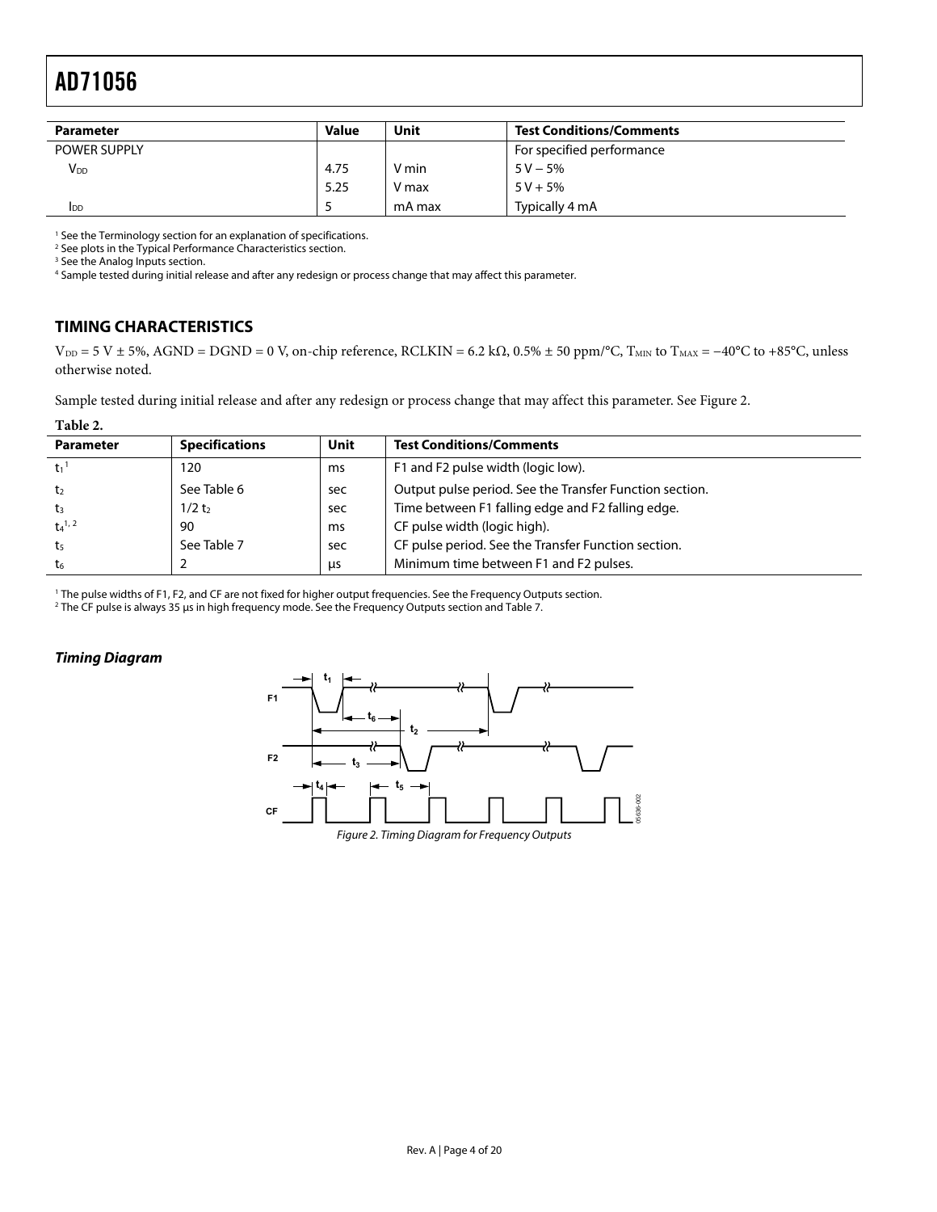| Parameter | Value | Unit | Test Conditions/Comments |
|---|---|---|---|
| POWER SUPPLY | | | For specified performance |
| $V_{DD}$ | 4.75 | V min | 5 V − 5% |
| | 5.25 | V max | 5 V + 5% |
| $I_{DD}$ | 5 | mA max | Typically 4 mA |

[1] See the Terminology section for an explanation of specifications.
[2] See plots in the Typical Performance Characteristics section.
[3] See the Analog Inputs section.
[4] Sample tested during initial release and after any redesign or process change that may affect this parameter.

## TIMING CHARACTERISTICS

$V_{DD}$ = 5 V ± 5%, AGND = DGND = 0 V, on-chip reference, RCLKIN = 6.2 kΩ, 0.5% ± 50 ppm/°C, $T_{MIN}$ to $T_{MAX}$ = −40°C to +85°C, unless otherwise noted.

Sample tested during initial release and after any redesign or process change that may affect this parameter. See Figure 2.

**Table 2.**

| Parameter | Specifications | Unit | Test Conditions/Comments |
|---|---|---|---|
| $t_1$ [1] | 120 | ms | F1 and F2 pulse width (logic low). |
| $t_2$ | See Table 6 | sec | Output pulse period. See the Transfer Function section. |
| $t_3$ | $1/2\ t_2$ | sec | Time between F1 falling edge and F2 falling edge. |
| $t_4$ [1, 2] | 90 | ms | CF pulse width (logic high). |
| $t_5$ | See Table 7 | sec | CF pulse period. See the Transfer Function section. |
| $t_6$ | 2 | µs | Minimum time between F1 and F2 pulses. |

[1] The pulse widths of F1, F2, and CF are not fixed for higher output frequencies. See the Frequency Outputs section.
[2] The CF pulse is always 35 µs in high frequency mode. See the Frequency Outputs section and Table 7.

### *Timing Diagram*

*Figure 2. Timing Diagram for Frequency Outputs*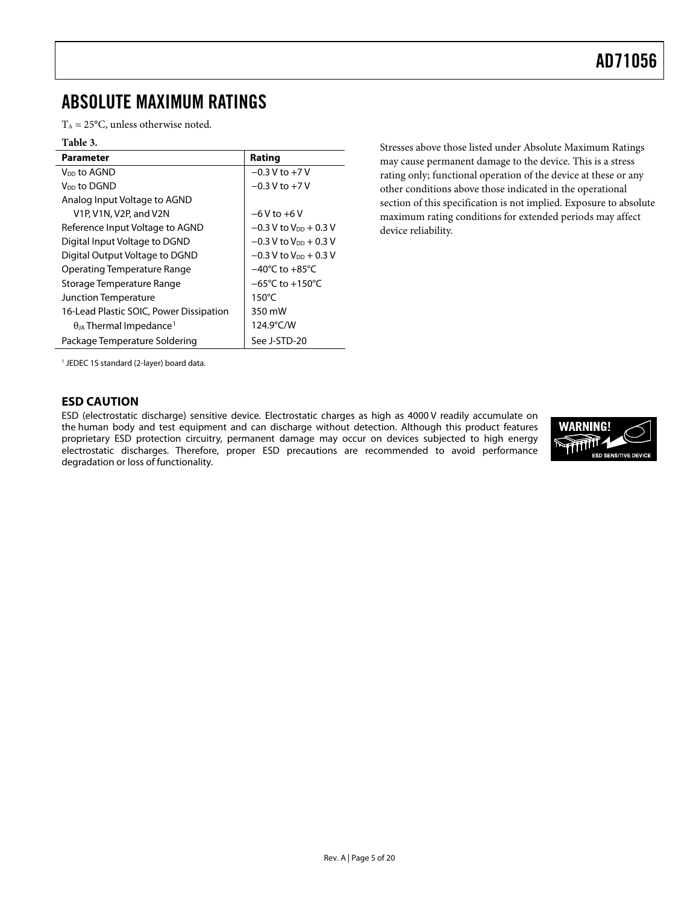# ABSOLUTE MAXIMUM RATINGS

$T_A$ = 25°C, unless otherwise noted.

**Table 3.**

| Parameter | Rating |
|---|---|
| $V_{DD}$ to AGND | −0.3 V to +7 V |
| $V_{DD}$ to DGND | −0.3 V to +7 V |
| Analog Input Voltage to AGND | |
| V1P, V1N, V2P, and V2N | −6 V to +6 V |
| Reference Input Voltage to AGND | −0.3 V to $V_{DD}$ + 0.3 V |
| Digital Input Voltage to DGND | −0.3 V to $V_{DD}$ + 0.3 V |
| Digital Output Voltage to DGND | −0.3 V to $V_{DD}$ + 0.3 V |
| Operating Temperature Range | −40°C to +85°C |
| Storage Temperature Range | −65°C to +150°C |
| Junction Temperature | 150°C |
| 16-Lead Plastic SOIC, Power Dissipation | 350 mW |
| $\theta_{JA}$ Thermal Impedance[1] | 124.9°C/W |
| Package Temperature Soldering | See J-STD-20 |

[1] JEDEC 1S standard (2-layer) board data.

Stresses above those listed under Absolute Maximum Ratings may cause permanent damage to the device. This is a stress rating only; functional operation of the device at these or any other conditions above those indicated in the operational section of this specification is not implied. Exposure to absolute maximum rating conditions for extended periods may affect device reliability.

## ESD CAUTION

ESD (electrostatic discharge) sensitive device. Electrostatic charges as high as 4000 V readily accumulate on the human body and test equipment and can discharge without detection. Although this product features proprietary ESD protection circuitry, permanent damage may occur on devices subjected to high energy electrostatic discharges. Therefore, proper ESD precautions are recommended to avoid performance degradation or loss of functionality.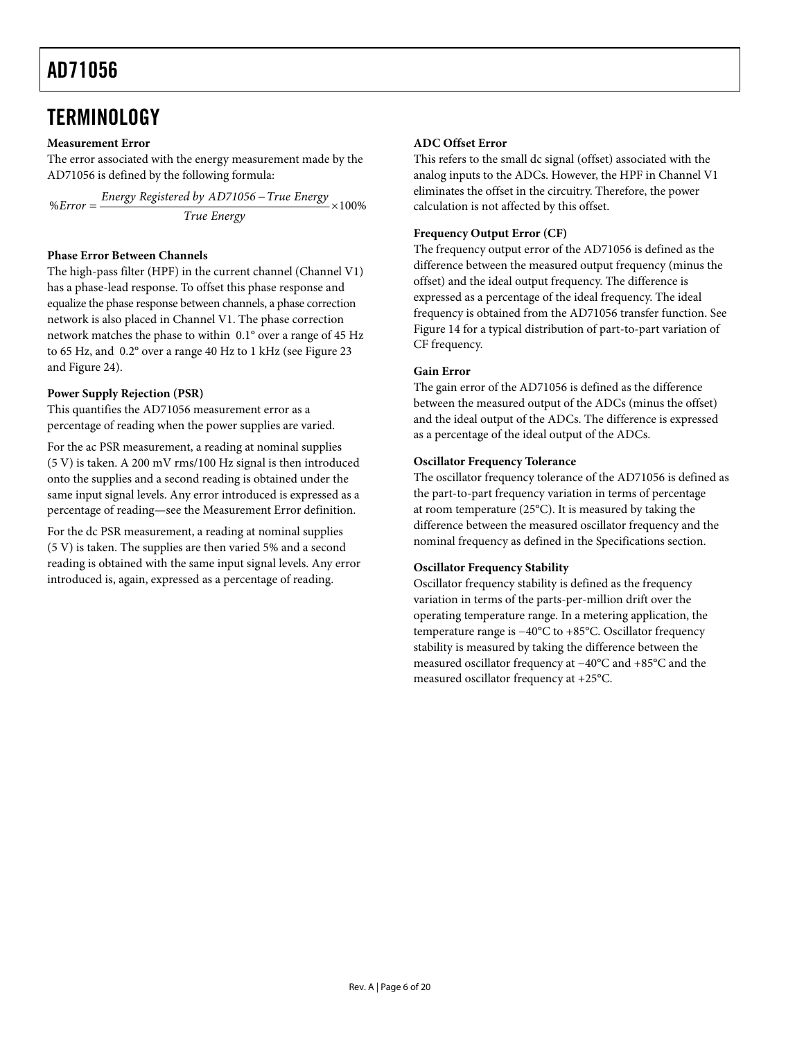## TERMINOLOGY

**Measurement Error**

The error associated with the energy measurement made by the AD71056 is defined by the following formula:

$$\%Error = \frac{Energy\ Registered\ by\ AD71056 - True\ Energy}{True\ Energy} \times 100\%$$

**Phase Error Between Channels**

The high-pass filter (HPF) in the current channel (Channel V1) has a phase-lead response. To offset this phase response and equalize the phase response between channels, a phase correction network is also placed in Channel V1. The phase correction network matches the phase to within 0.1° over a range of 45 Hz to 65 Hz, and 0.2° over a range 40 Hz to 1 kHz (see Figure 23 and Figure 24).

**Power Supply Rejection (PSR)**

This quantifies the AD71056 measurement error as a percentage of reading when the power supplies are varied.

For the ac PSR measurement, a reading at nominal supplies (5 V) is taken. A 200 mV rms/100 Hz signal is then introduced onto the supplies and a second reading is obtained under the same input signal levels. Any error introduced is expressed as a percentage of reading—see the Measurement Error definition.

For the dc PSR measurement, a reading at nominal supplies (5 V) is taken. The supplies are then varied 5% and a second reading is obtained with the same input signal levels. Any error introduced is, again, expressed as a percentage of reading.

**ADC Offset Error**

This refers to the small dc signal (offset) associated with the analog inputs to the ADCs. However, the HPF in Channel V1 eliminates the offset in the circuitry. Therefore, the power calculation is not affected by this offset.

**Frequency Output Error (CF)**

The frequency output error of the AD71056 is defined as the difference between the measured output frequency (minus the offset) and the ideal output frequency. The difference is expressed as a percentage of the ideal frequency. The ideal frequency is obtained from the AD71056 transfer function. See Figure 14 for a typical distribution of part-to-part variation of CF frequency.

**Gain Error**

The gain error of the AD71056 is defined as the difference between the measured output of the ADCs (minus the offset) and the ideal output of the ADCs. The difference is expressed as a percentage of the ideal output of the ADCs.

**Oscillator Frequency Tolerance**

The oscillator frequency tolerance of the AD71056 is defined as the part-to-part frequency variation in terms of percentage at room temperature (25°C). It is measured by taking the difference between the measured oscillator frequency and the nominal frequency as defined in the Specifications section.

**Oscillator Frequency Stability**

Oscillator frequency stability is defined as the frequency variation in terms of the parts-per-million drift over the operating temperature range. In a metering application, the temperature range is −40°C to +85°C. Oscillator frequency stability is measured by taking the difference between the measured oscillator frequency at −40°C and +85°C and the measured oscillator frequency at +25°C.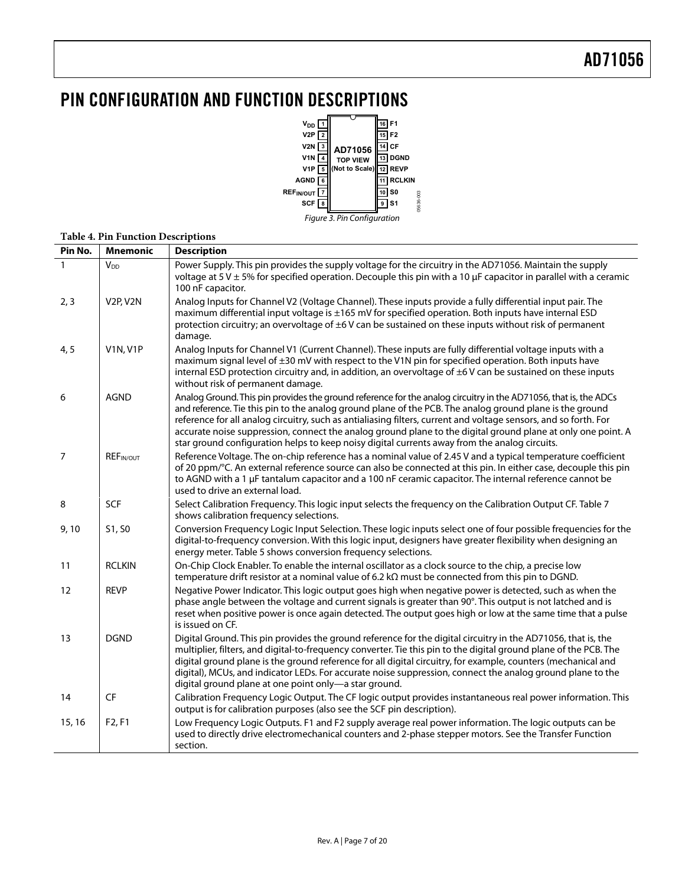# PIN CONFIGURATION AND FUNCTION DESCRIPTIONS

Figure 3. Pin Configuration

**Table 4. Pin Function Descriptions**

| Pin No. | Mnemonic | Description |
| --- | --- | --- |
| 1 | $V_{DD}$ | Power Supply. This pin provides the supply voltage for the circuitry in the AD71056. Maintain the supply voltage at 5 V ± 5% for specified operation. Decouple this pin with a 10 μF capacitor in parallel with a ceramic 100 nF capacitor. |
| 2, 3 | V2P, V2N | Analog Inputs for Channel V2 (Voltage Channel). These inputs provide a fully differential input pair. The maximum differential input voltage is ±165 mV for specified operation. Both inputs have internal ESD protection circuitry; an overvoltage of ±6 V can be sustained on these inputs without risk of permanent damage. |
| 4, 5 | V1N, V1P | Analog Inputs for Channel V1 (Current Channel). These inputs are fully differential voltage inputs with a maximum signal level of ±30 mV with respect to the V1N pin for specified operation. Both inputs have internal ESD protection circuitry and, in addition, an overvoltage of ±6 V can be sustained on these inputs without risk of permanent damage. |
| 6 | AGND | Analog Ground. This pin provides the ground reference for the analog circuitry in the AD71056, that is, the ADCs and reference. Tie this pin to the analog ground plane of the PCB. The analog ground plane is the ground reference for all analog circuitry, such as antialiasing filters, current and voltage sensors, and so forth. For accurate noise suppression, connect the analog ground plane to the digital ground plane at only one point. A star ground configuration helps to keep noisy digital currents away from the analog circuits. |
| 7 | $REF_{IN/OUT}$ | Reference Voltage. The on-chip reference has a nominal value of 2.45 V and a typical temperature coefficient of 20 ppm/°C. An external reference source can also be connected at this pin. In either case, decouple this pin to AGND with a 1 μF tantalum capacitor and a 100 nF ceramic capacitor. The internal reference cannot be used to drive an external load. |
| 8 | SCF | Select Calibration Frequency. This logic input selects the frequency on the Calibration Output CF. Table 7 shows calibration frequency selections. |
| 9, 10 | S1, S0 | Conversion Frequency Logic Input Selection. These logic inputs select one of four possible frequencies for the digital-to-frequency conversion. With this logic input, designers have greater flexibility when designing an energy meter. Table 5 shows conversion frequency selections. |
| 11 | RCLKIN | On-Chip Clock Enabler. To enable the internal oscillator as a clock source to the chip, a precise low temperature drift resistor at a nominal value of 6.2 kΩ must be connected from this pin to DGND. |
| 12 | REVP | Negative Power Indicator. This logic output goes high when negative power is detected, such as when the phase angle between the voltage and current signals is greater than 90°. This output is not latched and is reset when positive power is once again detected. The output goes high or low at the same time that a pulse is issued on CF. |
| 13 | DGND | Digital Ground. This pin provides the ground reference for the digital circuitry in the AD71056, that is, the multiplier, filters, and digital-to-frequency converter. Tie this pin to the digital ground plane of the PCB. The digital ground plane is the ground reference for all digital circuitry, for example, counters (mechanical and digital), MCUs, and indicator LEDs. For accurate noise suppression, connect the analog ground plane to the digital ground plane at one point only—a star ground. |
| 14 | CF | Calibration Frequency Logic Output. The CF logic output provides instantaneous real power information. This output is for calibration purposes (also see the SCF pin description). |
| 15, 16 | F2, F1 | Low Frequency Logic Outputs. F1 and F2 supply average real power information. The logic outputs can be used to directly drive electromechanical counters and 2-phase stepper motors. See the Transfer Function section. |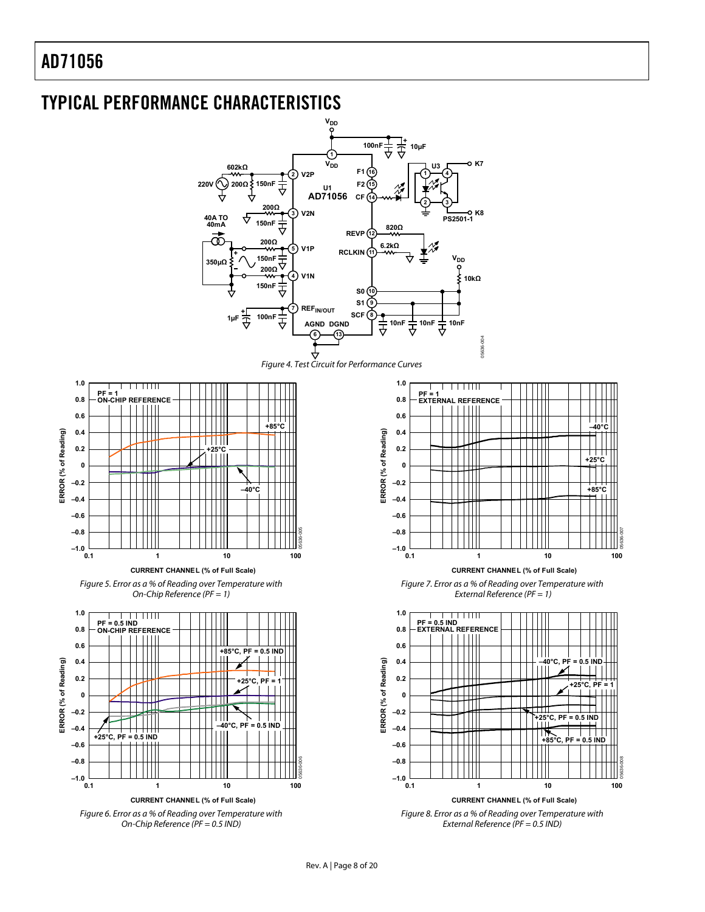## TYPICAL PERFORMANCE CHARACTERISTICS

Figure 4. Test Circuit for Performance Curves

Figure 5. Error as a % of Reading over Temperature with On-Chip Reference (PF = 1)

Figure 6. Error as a % of Reading over Temperature with On-Chip Reference (PF = 0.5 IND)

Figure 7. Error as a % of Reading over Temperature with External Reference (PF = 1)

Figure 8. Error as a % of Reading over Temperature with External Reference (PF = 0.5 IND)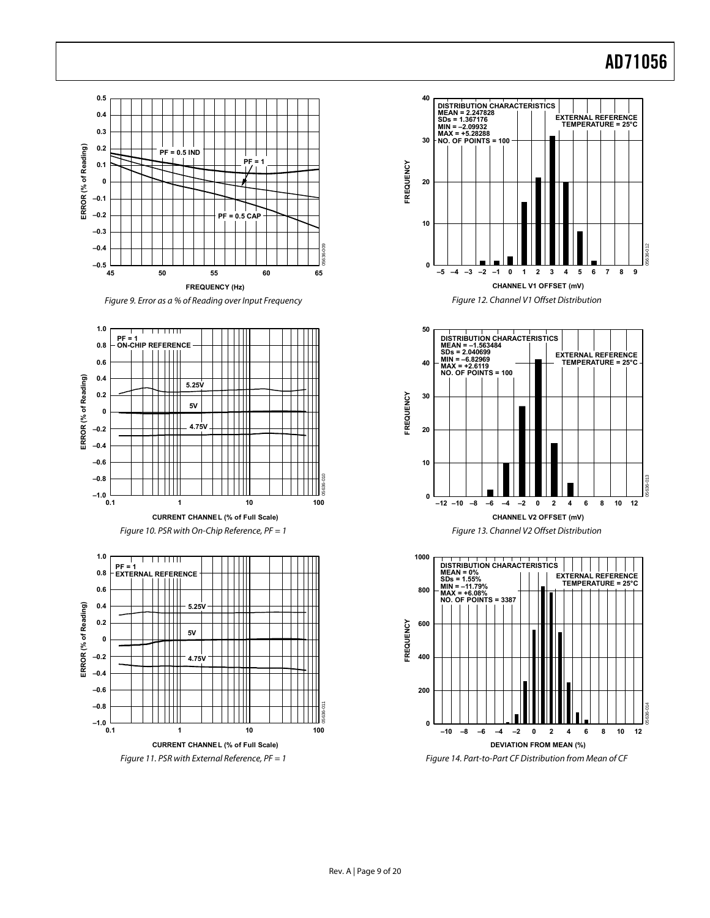Figure 9. Error as a % of Reading over Input Frequency

Figure 10. PSR with On-Chip Reference, PF = 1

Figure 11. PSR with External Reference, PF = 1

Figure 12. Channel V1 Offset Distribution

Figure 13. Channel V2 Offset Distribution

Figure 14. Part-to-Part CF Distribution from Mean of CF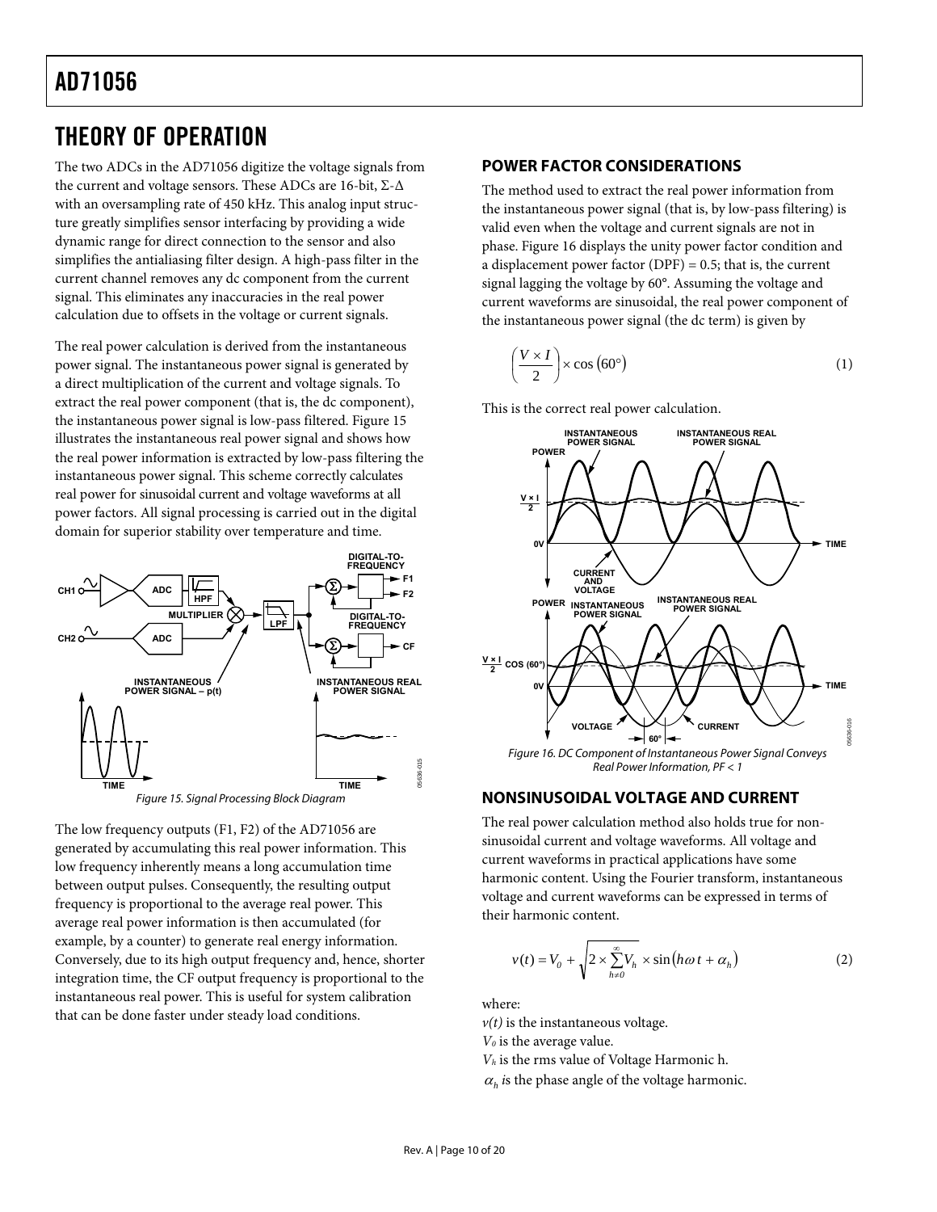# THEORY OF OPERATION

The two ADCs in the AD71056 digitize the voltage signals from the current and voltage sensors. These ADCs are 16-bit, Σ-Δ with an oversampling rate of 450 kHz. This analog input structure greatly simplifies sensor interfacing by providing a wide dynamic range for direct connection to the sensor and also simplifies the antialiasing filter design. A high-pass filter in the current channel removes any dc component from the current signal. This eliminates any inaccuracies in the real power calculation due to offsets in the voltage or current signals.

The real power calculation is derived from the instantaneous power signal. The instantaneous power signal is generated by a direct multiplication of the current and voltage signals. To extract the real power component (that is, the dc component), the instantaneous power signal is low-pass filtered. Figure 15 illustrates the instantaneous real power signal and shows how the real power information is extracted by low-pass filtering the instantaneous power signal. This scheme correctly calculates real power for sinusoidal current and voltage waveforms at all power factors. All signal processing is carried out in the digital domain for superior stability over temperature and time.

*Figure 15. Signal Processing Block Diagram*

The low frequency outputs (F1, F2) of the AD71056 are generated by accumulating this real power information. This low frequency inherently means a long accumulation time between output pulses. Consequently, the resulting output frequency is proportional to the average real power. This average real power information is then accumulated (for example, by a counter) to generate real energy information. Conversely, due to its high output frequency and, hence, shorter integration time, the CF output frequency is proportional to the instantaneous real power. This is useful for system calibration that can be done faster under steady load conditions.

## POWER FACTOR CONSIDERATIONS

The method used to extract the real power information from the instantaneous power signal (that is, by low-pass filtering) is valid even when the voltage and current signals are not in phase. Figure 16 displays the unity power factor condition and a displacement power factor (DPF) = 0.5; that is, the current signal lagging the voltage by 60°. Assuming the voltage and current waveforms are sinusoidal, the real power component of the instantaneous power signal (the dc term) is given by

$$\left(\frac{V \times I}{2}\right) \times \cos\left(60°\right) \tag{1}$$

This is the correct real power calculation.

*Figure 16. DC Component of Instantaneous Power Signal Conveys Real Power Information, PF < 1*

## NONSINUSOIDAL VOLTAGE AND CURRENT

The real power calculation method also holds true for nonsinusoidal current and voltage waveforms. All voltage and current waveforms in practical applications have some harmonic content. Using the Fourier transform, instantaneous voltage and current waveforms can be expressed in terms of their harmonic content.

$$v(t) = V_0 + \sqrt{2 \times \sum_{h \neq 0}^{\infty} V_h} \times \sin\left(h\omega t + \alpha_h\right) \tag{2}$$

where:
$v(t)$ is the instantaneous voltage.
$V_0$ is the average value.
$V_h$ is the rms value of Voltage Harmonic h.
$\alpha_h$ is the phase angle of the voltage harmonic.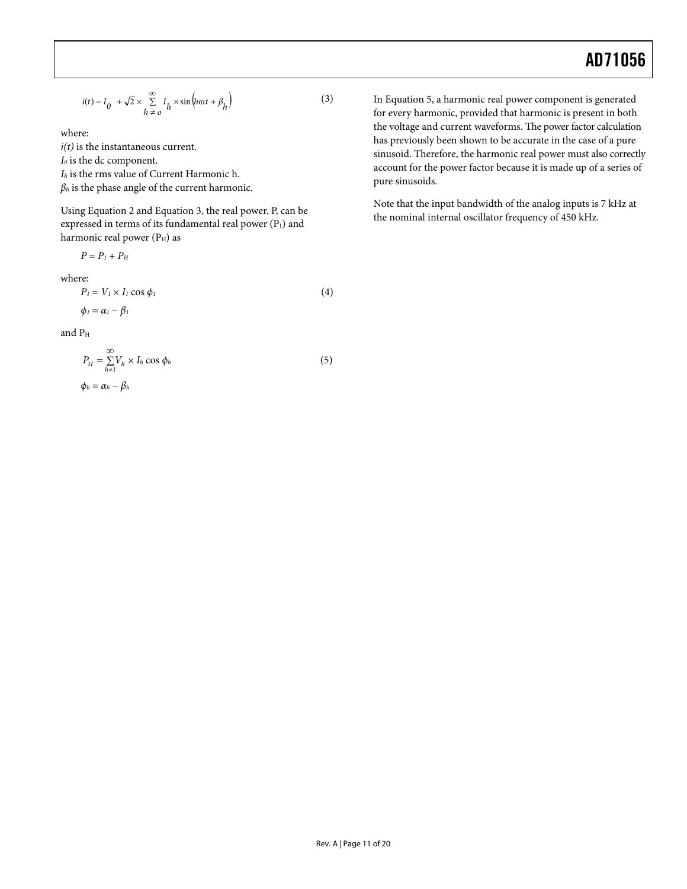$$i(t) = I_0 + \sqrt{2} \times \sum_{h \neq o}^{\infty} I_h \times \sin(h\omega t + \beta_h) \tag{3}$$

where:

*i(t)* is the instantaneous current.

$I_0$ is the dc component.

$I_h$ is the rms value of Current Harmonic h.

$\beta_h$ is the phase angle of the current harmonic.

Using Equation 2 and Equation 3, the real power, P, can be expressed in terms of its fundamental real power ($P_1$) and harmonic real power ($P_H$) as

$$P = P_1 + P_H$$

where:

$$P_1 = V_1 \times I_1 \cos \phi_1 \tag{4}$$

$$\phi_1 = \alpha_1 - \beta_1$$

and $P_H$

$$P_H = \sum_{h \neq 1}^{\infty} V_h \times I_h \cos \phi_h \tag{5}$$

$$\phi_h = \alpha_h - \beta_h$$

In Equation 5, a harmonic real power component is generated for every harmonic, provided that harmonic is present in both the voltage and current waveforms. The power factor calculation has previously been shown to be accurate in the case of a pure sinusoid. Therefore, the harmonic real power must also correctly account for the power factor because it is made up of a series of pure sinusoids.

Note that the input bandwidth of the analog inputs is 7 kHz at the nominal internal oscillator frequency of 450 kHz.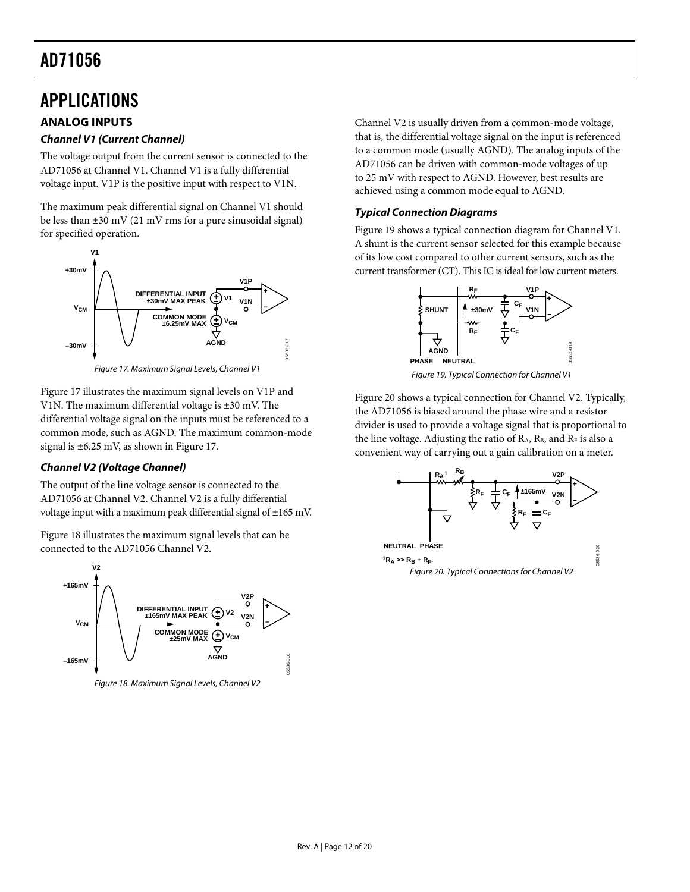# APPLICATIONS

## ANALOG INPUTS

### Channel V1 (Current Channel)

The voltage output from the current sensor is connected to the AD71056 at Channel V1. Channel V1 is a fully differential voltage input. V1P is the positive input with respect to V1N.

The maximum peak differential signal on Channel V1 should be less than ±30 mV (21 mV rms for a pure sinusoidal signal) for specified operation.

Figure 17. Maximum Signal Levels, Channel V1

Figure 17 illustrates the maximum signal levels on V1P and V1N. The maximum differential voltage is ±30 mV. The differential voltage signal on the inputs must be referenced to a common mode, such as AGND. The maximum common-mode signal is ±6.25 mV, as shown in Figure 17.

### Channel V2 (Voltage Channel)

The output of the line voltage sensor is connected to the AD71056 at Channel V2. Channel V2 is a fully differential voltage input with a maximum peak differential signal of ±165 mV.

Figure 18 illustrates the maximum signal levels that can be connected to the AD71056 Channel V2.

Figure 18. Maximum Signal Levels, Channel V2

Channel V2 is usually driven from a common-mode voltage, that is, the differential voltage signal on the input is referenced to a common mode (usually AGND). The analog inputs of the AD71056 can be driven with common-mode voltages of up to 25 mV with respect to AGND. However, best results are achieved using a common mode equal to AGND.

### Typical Connection Diagrams

Figure 19 shows a typical connection diagram for Channel V1. A shunt is the current sensor selected for this example because of its low cost compared to other current sensors, such as the current transformer (CT). This IC is ideal for low current meters.

Figure 19. Typical Connection for Channel V1

Figure 20 shows a typical connection for Channel V2. Typically, the AD71056 is biased around the phase wire and a resistor divider is used to provide a voltage signal that is proportional to the line voltage. Adjusting the ratio of $R_A$, $R_B$, and $R_F$ is also a convenient way of carrying out a gain calibration on a meter.

[1] $R_A >> R_B + R_F$.

Figure 20. Typical Connections for Channel V2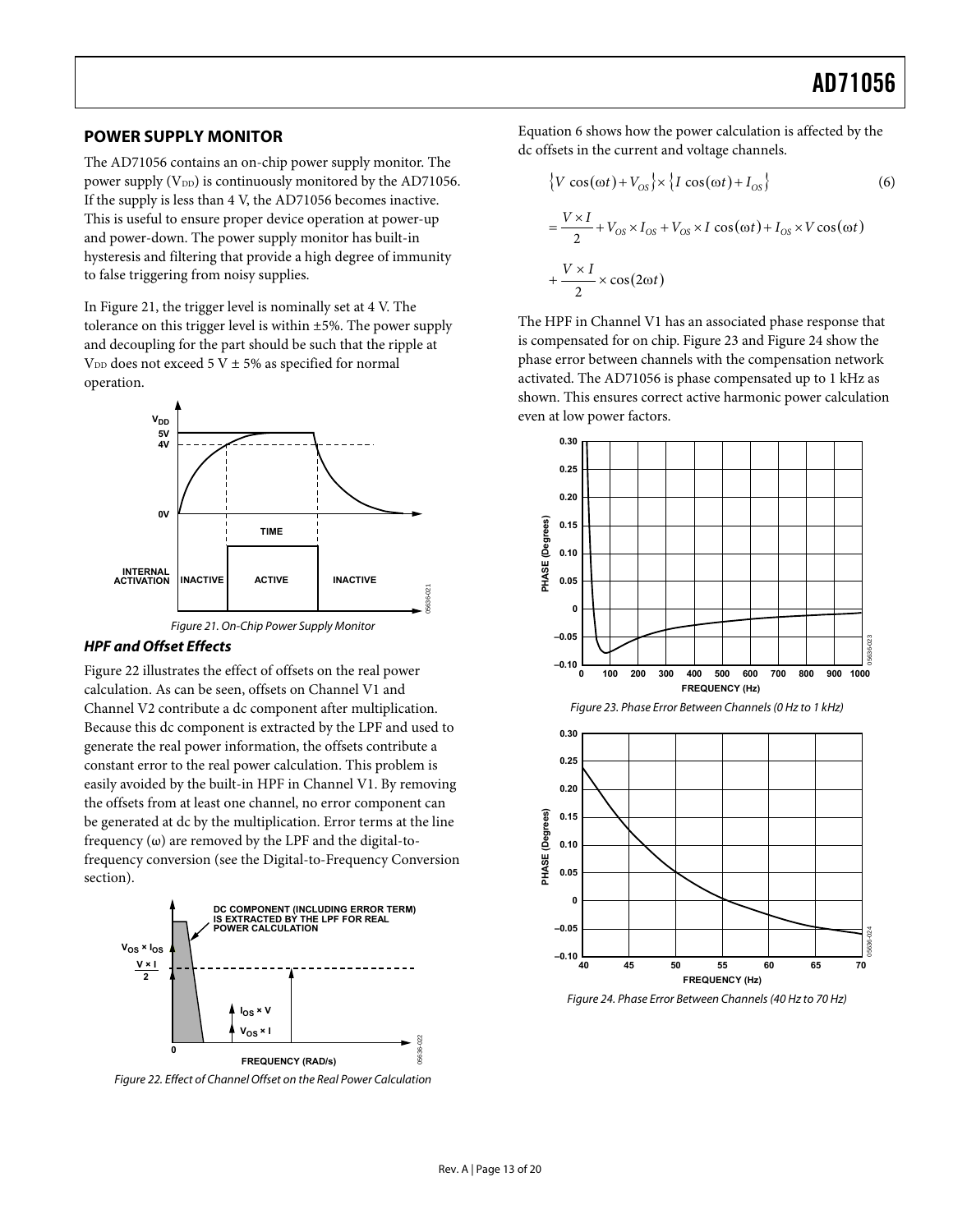## POWER SUPPLY MONITOR

The AD71056 contains an on-chip power supply monitor. The power supply ($V_{DD}$) is continuously monitored by the AD71056. If the supply is less than 4 V, the AD71056 becomes inactive. This is useful to ensure proper device operation at power-up and power-down. The power supply monitor has built-in hysteresis and filtering that provide a high degree of immunity to false triggering from noisy supplies.

In Figure 21, the trigger level is nominally set at 4 V. The tolerance on this trigger level is within ±5%. The power supply and decoupling for the part should be such that the ripple at $V_{DD}$ does not exceed 5 V ± 5% as specified for normal operation.

*Figure 21. On-Chip Power Supply Monitor*

### *HPF and Offset Effects*

Figure 22 illustrates the effect of offsets on the real power calculation. As can be seen, offsets on Channel V1 and Channel V2 contribute a dc component after multiplication. Because this dc component is extracted by the LPF and used to generate the real power information, the offsets contribute a constant error to the real power calculation. This problem is easily avoided by the built-in HPF in Channel V1. By removing the offsets from at least one channel, no error component can be generated at dc by the multiplication. Error terms at the line frequency (ω) are removed by the LPF and the digital-to-frequency conversion (see the Digital-to-Frequency Conversion section).

*Figure 22. Effect of Channel Offset on the Real Power Calculation*

Equation 6 shows how the power calculation is affected by the dc offsets in the current and voltage channels.

$$\{V \cos(\omega t) + V_{OS}\} \times \{I \cos(\omega t) + I_{OS}\} \tag{6}$$

$$= \frac{V \times I}{2} + V_{OS} \times I_{OS} + V_{OS} \times I \cos(\omega t) + I_{OS} \times V \cos(\omega t)$$

$$+ \frac{V \times I}{2} \times \cos(2\omega t)$$

The HPF in Channel V1 has an associated phase response that is compensated for on chip. Figure 23 and Figure 24 show the phase error between channels with the compensation network activated. The AD71056 is phase compensated up to 1 kHz as shown. This ensures correct active harmonic power calculation even at low power factors.

*Figure 23. Phase Error Between Channels (0 Hz to 1 kHz)*

*Figure 24. Phase Error Between Channels (40 Hz to 70 Hz)*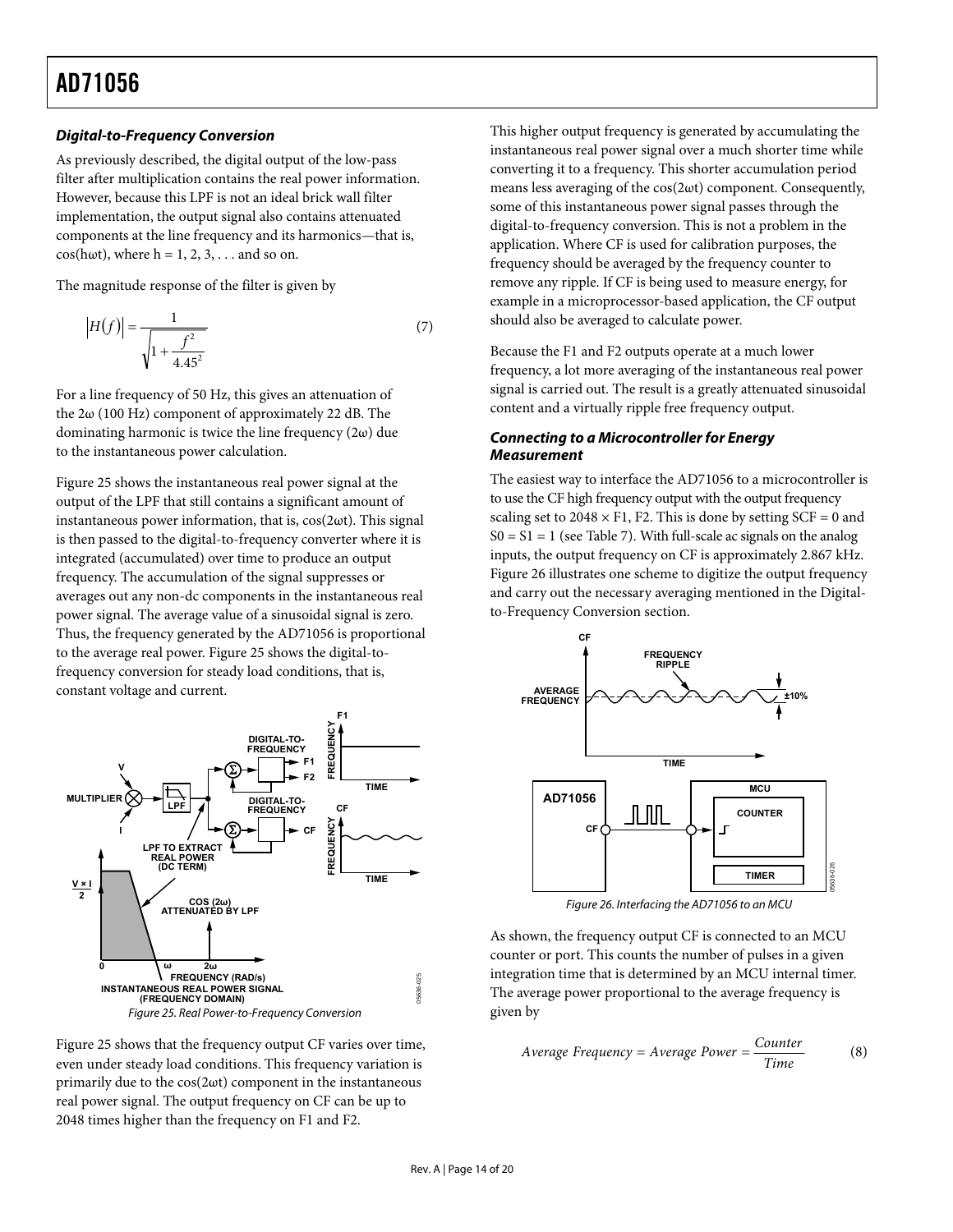### Digital-to-Frequency Conversion

As previously described, the digital output of the low-pass filter after multiplication contains the real power information. However, because this LPF is not an ideal brick wall filter implementation, the output signal also contains attenuated components at the line frequency and its harmonics—that is, cos(hωt), where h = 1, 2, 3, . . . and so on.

The magnitude response of the filter is given by

$$\left|H(f)\right| = \frac{1}{\sqrt{1 + \dfrac{f^2}{4.45^2}}} \tag{7}$$

For a line frequency of 50 Hz, this gives an attenuation of the 2ω (100 Hz) component of approximately 22 dB. The dominating harmonic is twice the line frequency (2ω) due to the instantaneous power calculation.

Figure 25 shows the instantaneous real power signal at the output of the LPF that still contains a significant amount of instantaneous power information, that is, cos(2ωt). This signal is then passed to the digital-to-frequency converter where it is integrated (accumulated) over time to produce an output frequency. The accumulation of the signal suppresses or averages out any non-dc components in the instantaneous real power signal. The average value of a sinusoidal signal is zero. Thus, the frequency generated by the AD71056 is proportional to the average real power. Figure 25 shows the digital-to-frequency conversion for steady load conditions, that is, constant voltage and current.

*Figure 25. Real Power-to-Frequency Conversion*

Figure 25 shows that the frequency output CF varies over time, even under steady load conditions. This frequency variation is primarily due to the cos(2ωt) component in the instantaneous real power signal. The output frequency on CF can be up to 2048 times higher than the frequency on F1 and F2.

This higher output frequency is generated by accumulating the instantaneous real power signal over a much shorter time while converting it to a frequency. This shorter accumulation period means less averaging of the cos(2ωt) component. Consequently, some of this instantaneous power signal passes through the digital-to-frequency conversion. This is not a problem in the application. Where CF is used for calibration purposes, the frequency should be averaged by the frequency counter to remove any ripple. If CF is being used to measure energy, for example in a microprocessor-based application, the CF output should also be averaged to calculate power.

Because the F1 and F2 outputs operate at a much lower frequency, a lot more averaging of the instantaneous real power signal is carried out. The result is a greatly attenuated sinusoidal content and a virtually ripple free frequency output.

### Connecting to a Microcontroller for Energy Measurement

The easiest way to interface the AD71056 to a microcontroller is to use the CF high frequency output with the output frequency scaling set to 2048 × F1, F2. This is done by setting SCF = 0 and S0 = S1 = 1 (see Table 7). With full-scale ac signals on the analog inputs, the output frequency on CF is approximately 2.867 kHz. Figure 26 illustrates one scheme to digitize the output frequency and carry out the necessary averaging mentioned in the Digital-to-Frequency Conversion section.

*Figure 26. Interfacing the AD71056 to an MCU*

As shown, the frequency output CF is connected to an MCU counter or port. This counts the number of pulses in a given integration time that is determined by an MCU internal timer. The average power proportional to the average frequency is given by

$$Average\ Frequency = Average\ Power = \frac{Counter}{Time} \tag{8}$$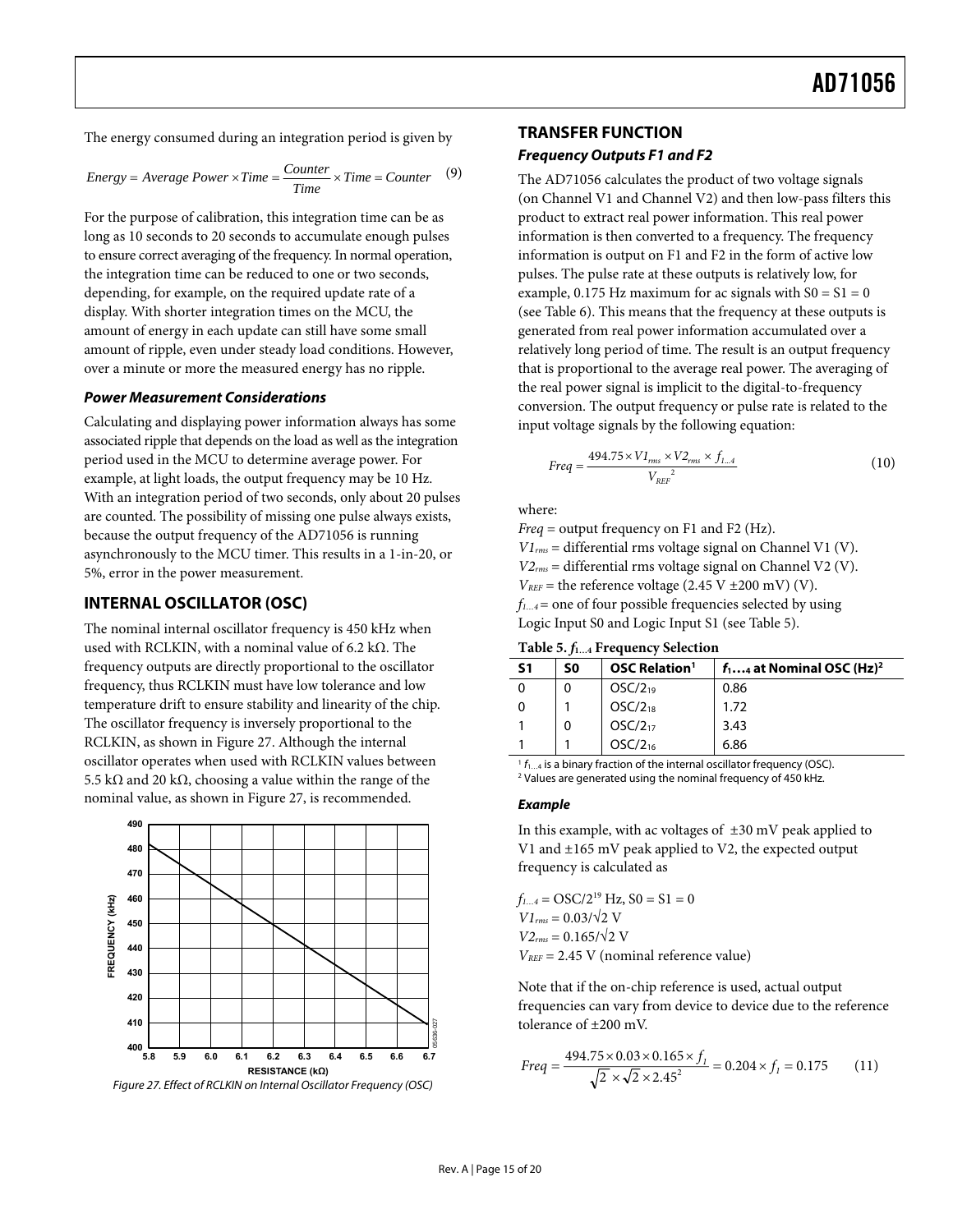The energy consumed during an integration period is given by

$$Energy = Average\ Power \times Time = \frac{Counter}{Time} \times Time = Counter \quad (9)$$

For the purpose of calibration, this integration time can be as long as 10 seconds to 20 seconds to accumulate enough pulses to ensure correct averaging of the frequency. In normal operation, the integration time can be reduced to one or two seconds, depending, for example, on the required update rate of a display. With shorter integration times on the MCU, the amount of energy in each update can still have some small amount of ripple, even under steady load conditions. However, over a minute or more the measured energy has no ripple.

### Power Measurement Considerations

Calculating and displaying power information always has some associated ripple that depends on the load as well as the integration period used in the MCU to determine average power. For example, at light loads, the output frequency may be 10 Hz. With an integration period of two seconds, only about 20 pulses are counted. The possibility of missing one pulse always exists, because the output frequency of the AD71056 is running asynchronously to the MCU timer. This results in a 1-in-20, or 5%, error in the power measurement.

## INTERNAL OSCILLATOR (OSC)

The nominal internal oscillator frequency is 450 kHz when used with RCLKIN, with a nominal value of 6.2 kΩ. The frequency outputs are directly proportional to the oscillator frequency, thus RCLKIN must have low tolerance and low temperature drift to ensure stability and linearity of the chip. The oscillator frequency is inversely proportional to the RCLKIN, as shown in Figure 27. Although the internal oscillator operates when used with RCLKIN values between 5.5 kΩ and 20 kΩ, choosing a value within the range of the nominal value, as shown in Figure 27, is recommended.

Figure 27. Effect of RCLKIN on Internal Oscillator Frequency (OSC)

## TRANSFER FUNCTION

### Frequency Outputs F1 and F2

The AD71056 calculates the product of two voltage signals (on Channel V1 and Channel V2) and then low-pass filters this product to extract real power information. This real power information is then converted to a frequency. The frequency information is output on F1 and F2 in the form of active low pulses. The pulse rate at these outputs is relatively low, for example, 0.175 Hz maximum for ac signals with S0 = S1 = 0 (see Table 6). This means that the frequency at these outputs is generated from real power information accumulated over a relatively long period of time. The result is an output frequency that is proportional to the average real power. The averaging of the real power signal is implicit to the digital-to-frequency conversion. The output frequency or pulse rate is related to the input voltage signals by the following equation:

$$Freq = \frac{494.75 \times V1_{rms} \times V2_{rms} \times f_{1...4}}{V_{REF}^{\ 2}} \quad (10)$$

where:

*Freq* = output frequency on F1 and F2 (Hz).
$V1_{rms}$ = differential rms voltage signal on Channel V1 (V).
$V2_{rms}$ = differential rms voltage signal on Channel V2 (V).
$V_{REF}$ = the reference voltage (2.45 V ±200 mV) (V).
$f_{1...4}$ = one of four possible frequencies selected by using Logic Input S0 and Logic Input S1 (see Table 5).

**Table 5. $f_{1...4}$ Frequency Selection**

| S1 | S0 | OSC Relation[1] | $f_{1...4}$ at Nominal OSC (Hz)[2] |
|---|---|---|---|
| 0 | 0 | $OSC/2_{19}$ | 0.86 |
| 0 | 1 | $OSC/2_{18}$ | 1.72 |
| 1 | 0 | $OSC/2_{17}$ | 3.43 |
| 1 | 1 | $OSC/2_{16}$ | 6.86 |

[1] $f_{1...4}$ is a binary fraction of the internal oscillator frequency (OSC).
[2] Values are generated using the nominal frequency of 450 kHz.

### Example

In this example, with ac voltages of ±30 mV peak applied to V1 and ±165 mV peak applied to V2, the expected output frequency is calculated as

$f_{1...4} = OSC/2^{19}$ Hz, S0 = S1 = 0
$V1_{rms} = 0.03/\sqrt{2}$ V
$V2_{rms} = 0.165/\sqrt{2}$ V
$V_{REF}$ = 2.45 V (nominal reference value)

Note that if the on-chip reference is used, actual output frequencies can vary from device to device due to the reference tolerance of ±200 mV.

$$Freq = \frac{494.75 \times 0.03 \times 0.165 \times f_1}{\sqrt{2} \times \sqrt{2} \times 2.45^2} = 0.204 \times f_1 = 0.175 \quad (11)$$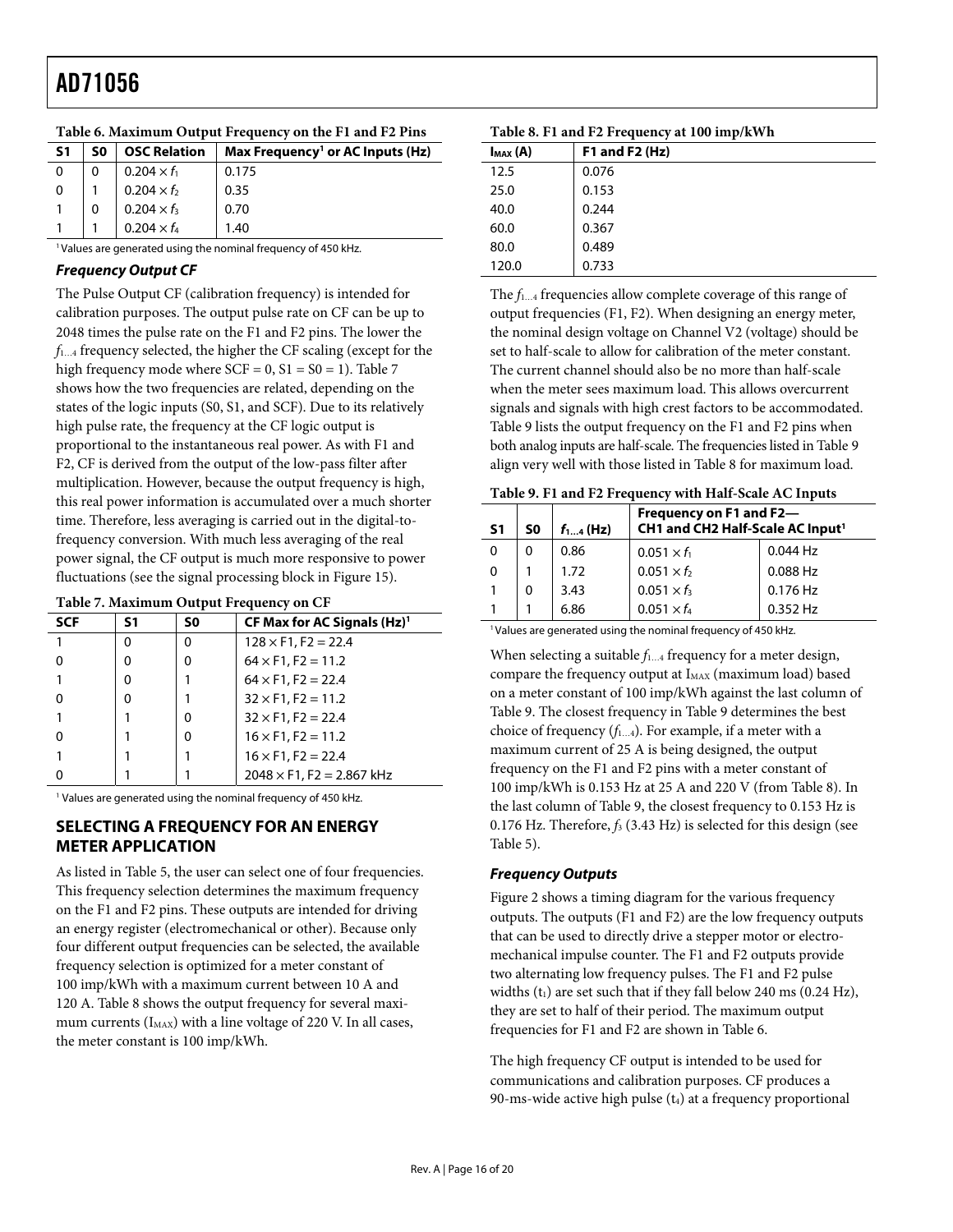**Table 6. Maximum Output Frequency on the F1 and F2 Pins**

| S1 | S0 | OSC Relation | Max Frequency[1] or AC Inputs (Hz) |
|---|---|---|---|
| 0 | 0 | $0.204 \times f_1$ | 0.175 |
| 0 | 1 | $0.204 \times f_2$ | 0.35 |
| 1 | 0 | $0.204 \times f_3$ | 0.70 |
| 1 | 1 | $0.204 \times f_4$ | 1.40 |

[1] Values are generated using the nominal frequency of 450 kHz.

### *Frequency Output CF*

The Pulse Output CF (calibration frequency) is intended for calibration purposes. The output pulse rate on CF can be up to 2048 times the pulse rate on the F1 and F2 pins. The lower the $f_{1...4}$ frequency selected, the higher the CF scaling (except for the high frequency mode where SCF = 0, S1 = S0 = 1). Table 7 shows how the two frequencies are related, depending on the states of the logic inputs (S0, S1, and SCF). Due to its relatively high pulse rate, the frequency at the CF logic output is proportional to the instantaneous real power. As with F1 and F2, CF is derived from the output of the low-pass filter after multiplication. However, because the output frequency is high, this real power information is accumulated over a much shorter time. Therefore, less averaging is carried out in the digital-to-frequency conversion. With much less averaging of the real power signal, the CF output is much more responsive to power fluctuations (see the signal processing block in Figure 15).

**Table 7. Maximum Output Frequency on CF**

| SCF | S1 | S0 | CF Max for AC Signals (Hz)[1] |
|---|---|---|---|
| 1 | 0 | 0 | 128 × F1, F2 = 22.4 |
| 0 | 0 | 0 | 64 × F1, F2 = 11.2 |
| 1 | 0 | 1 | 64 × F1, F2 = 22.4 |
| 0 | 0 | 1 | 32 × F1, F2 = 11.2 |
| 1 | 1 | 0 | 32 × F1, F2 = 22.4 |
| 0 | 1 | 0 | 16 × F1, F2 = 11.2 |
| 1 | 1 | 1 | 16 × F1, F2 = 22.4 |
| 0 | 1 | 1 | 2048 × F1, F2 = 2.867 kHz |

[1] Values are generated using the nominal frequency of 450 kHz.

## SELECTING A FREQUENCY FOR AN ENERGY METER APPLICATION

As listed in Table 5, the user can select one of four frequencies. This frequency selection determines the maximum frequency on the F1 and F2 pins. These outputs are intended for driving an energy register (electromechanical or other). Because only four different output frequencies can be selected, the available frequency selection is optimized for a meter constant of 100 imp/kWh with a maximum current between 10 A and 120 A. Table 8 shows the output frequency for several maximum currents ($I_{MAX}$) with a line voltage of 220 V. In all cases, the meter constant is 100 imp/kWh.

**Table 8. F1 and F2 Frequency at 100 imp/kWh**

| $I_{MAX}$ (A) | F1 and F2 (Hz) |
|---|---|
| 12.5 | 0.076 |
| 25.0 | 0.153 |
| 40.0 | 0.244 |
| 60.0 | 0.367 |
| 80.0 | 0.489 |
| 120.0 | 0.733 |

The $f_{1...4}$ frequencies allow complete coverage of this range of output frequencies (F1, F2). When designing an energy meter, the nominal design voltage on Channel V2 (voltage) should be set to half-scale to allow for calibration of the meter constant. The current channel should also be no more than half-scale when the meter sees maximum load. This allows overcurrent signals and signals with high crest factors to be accommodated. Table 9 lists the output frequency on the F1 and F2 pins when both analog inputs are half-scale. The frequencies listed in Table 9 align very well with those listed in Table 8 for maximum load.

**Table 9. F1 and F2 Frequency with Half-Scale AC Inputs**

| S1 | S0 | $f_{1...4}$ (Hz) | Frequency on F1 and F2—CH1 and CH2 Half-Scale AC Input[1] | |
|---|---|---|---|---|
| 0 | 0 | 0.86 | $0.051 \times f_1$ | 0.044 Hz |
| 0 | 1 | 1.72 | $0.051 \times f_2$ | 0.088 Hz |
| 1 | 0 | 3.43 | $0.051 \times f_3$ | 0.176 Hz |
| 1 | 1 | 6.86 | $0.051 \times f_4$ | 0.352 Hz |

[1] Values are generated using the nominal frequency of 450 kHz.

When selecting a suitable $f_{1...4}$ frequency for a meter design, compare the frequency output at $I_{MAX}$ (maximum load) based on a meter constant of 100 imp/kWh against the last column of Table 9. The closest frequency in Table 9 determines the best choice of frequency ($f_{1...4}$). For example, if a meter with a maximum current of 25 A is being designed, the output frequency on the F1 and F2 pins with a meter constant of 100 imp/kWh is 0.153 Hz at 25 A and 220 V (from Table 8). In the last column of Table 9, the closest frequency to 0.153 Hz is 0.176 Hz. Therefore, $f_3$ (3.43 Hz) is selected for this design (see Table 5).

### *Frequency Outputs*

Figure 2 shows a timing diagram for the various frequency outputs. The outputs (F1 and F2) are the low frequency outputs that can be used to directly drive a stepper motor or electromechanical impulse counter. The F1 and F2 outputs provide two alternating low frequency pulses. The F1 and F2 pulse widths ($t_1$) are set such that if they fall below 240 ms (0.24 Hz), they are set to half of their period. The maximum output frequencies for F1 and F2 are shown in Table 6.

The high frequency CF output is intended to be used for communications and calibration purposes. CF produces a 90-ms-wide active high pulse ($t_4$) at a frequency proportional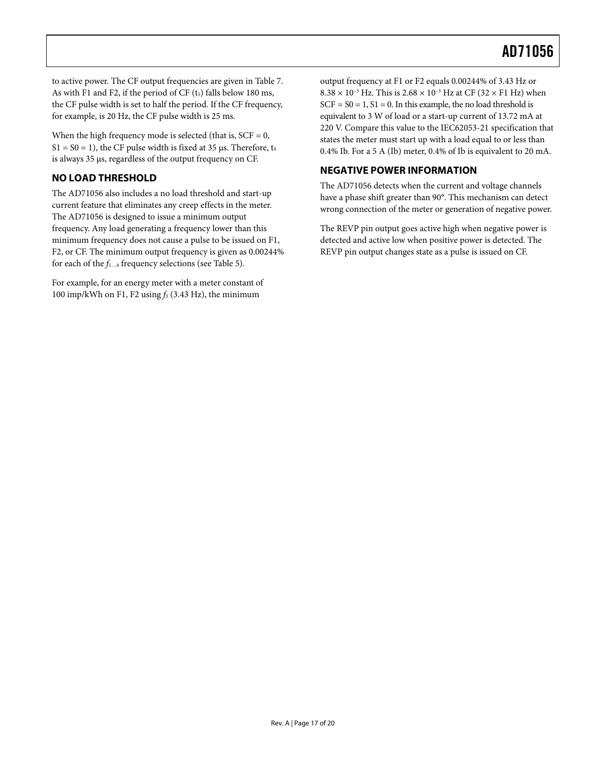to active power. The CF output frequencies are given in Table 7. As with F1 and F2, if the period of CF ($t_5$) falls below 180 ms, the CF pulse width is set to half the period. If the CF frequency, for example, is 20 Hz, the CF pulse width is 25 ms.

When the high frequency mode is selected (that is, SCF = 0, S1 = S0 = 1), the CF pulse width is fixed at 35 μs. Therefore, $t_4$ is always 35 μs, regardless of the output frequency on CF.

## NO LOAD THRESHOLD

The AD71056 also includes a no load threshold and start-up current feature that eliminates any creep effects in the meter. The AD71056 is designed to issue a minimum output frequency. Any load generating a frequency lower than this minimum frequency does not cause a pulse to be issued on F1, F2, or CF. The minimum output frequency is given as 0.00244% for each of the $f_{1...4}$ frequency selections (see Table 5).

For example, for an energy meter with a meter constant of 100 imp/kWh on F1, F2 using $f_3$ (3.43 Hz), the minimum output frequency at F1 or F2 equals 0.00244% of 3.43 Hz or $8.38 \times 10^{-5}$ Hz. This is $2.68 \times 10^{-3}$ Hz at CF ($32 \times$ F1 Hz) when SCF = S0 = 1, S1 = 0. In this example, the no load threshold is equivalent to 3 W of load or a start-up current of 13.72 mA at 220 V. Compare this value to the IEC62053-21 specification that states the meter must start up with a load equal to or less than 0.4% Ib. For a 5 A (Ib) meter, 0.4% of Ib is equivalent to 20 mA.

## NEGATIVE POWER INFORMATION

The AD71056 detects when the current and voltage channels have a phase shift greater than 90°. This mechanism can detect wrong connection of the meter or generation of negative power.

The REVP pin output goes active high when negative power is detected and active low when positive power is detected. The REVP pin output changes state as a pulse is issued on CF.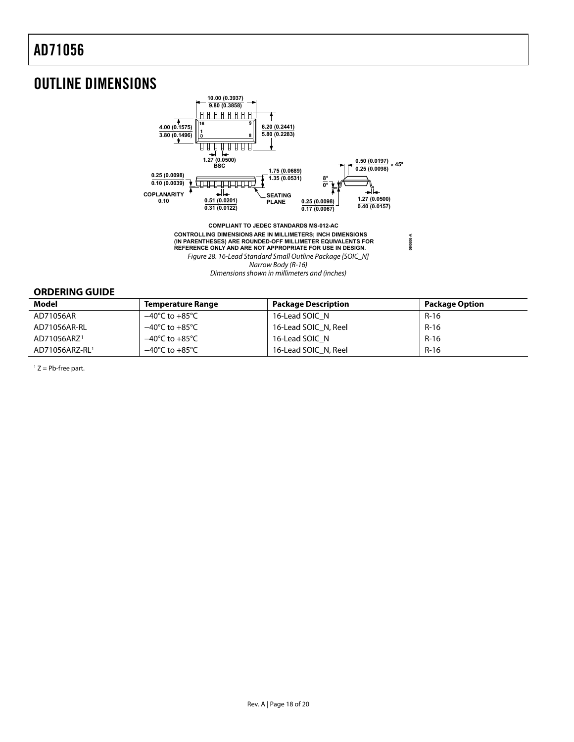# OUTLINE DIMENSIONS

COMPLIANT TO JEDEC STANDARDS MS-012-AC

CONTROLLING DIMENSIONS ARE IN MILLIMETERS; INCH DIMENSIONS (IN PARENTHESES) ARE ROUNDED-OFF MILLIMETER EQUIVALENTS FOR REFERENCE ONLY AND ARE NOT APPROPRIATE FOR USE IN DESIGN.

*Figure 28. 16-Lead Standard Small Outline Package [SOIC_N] Narrow Body (R-16) Dimensions shown in millimeters and (inches)*

## ORDERING GUIDE

| Model | Temperature Range | Package Description | Package Option |
|---|---|---|---|
| AD71056AR | −40°C to +85°C | 16-Lead SOIC_N | R-16 |
| AD71056AR-RL | −40°C to +85°C | 16-Lead SOIC_N, Reel | R-16 |
| AD71056ARZ[1] | −40°C to +85°C | 16-Lead SOIC_N | R-16 |
| AD71056ARZ-RL[1] | −40°C to +85°C | 16-Lead SOIC_N, Reel | R-16 |

[1] Z = Pb-free part.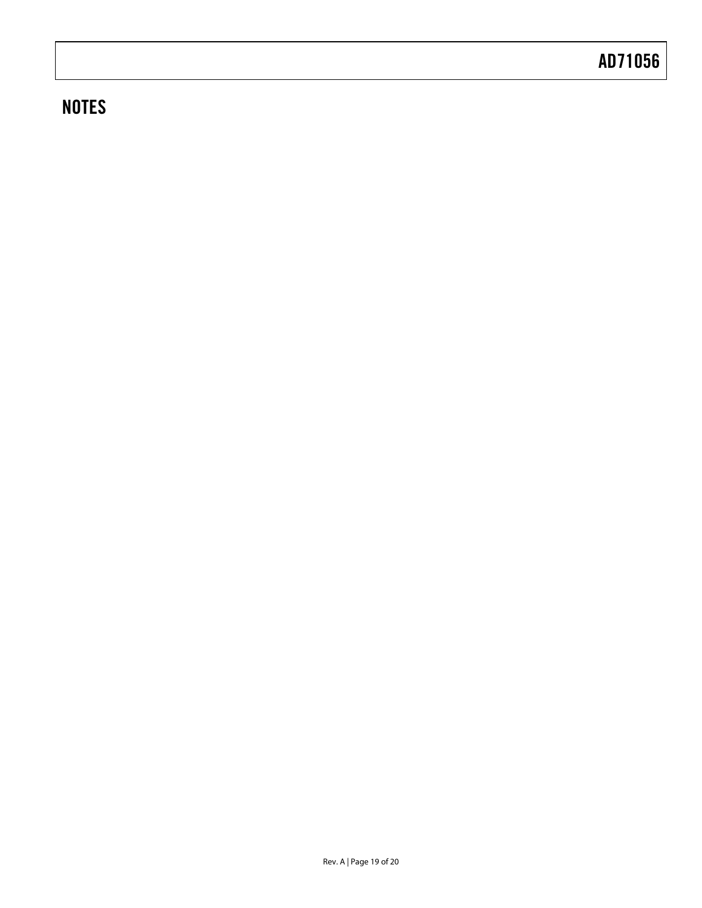## NOTES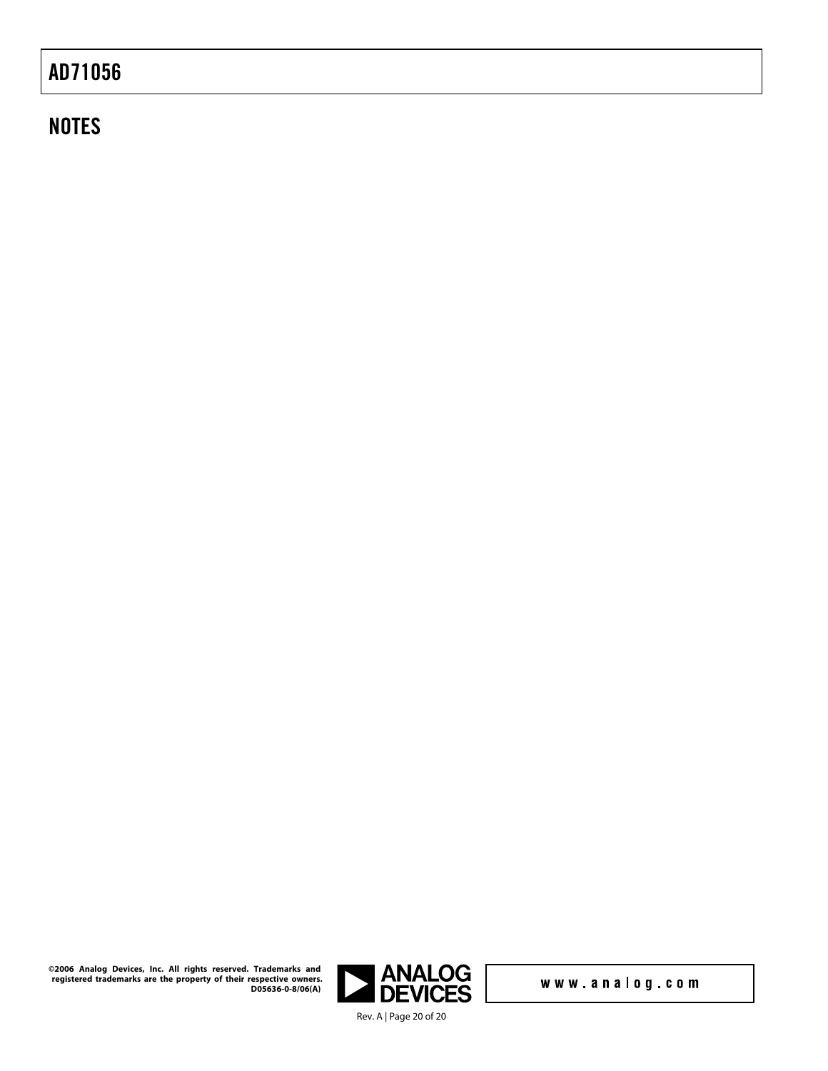## NOTES

©2006 Analog Devices, Inc. All rights reserved. Trademarks and registered trademarks are the property of their respective owners.
D05636-0-8/06(A)

www.analog.com